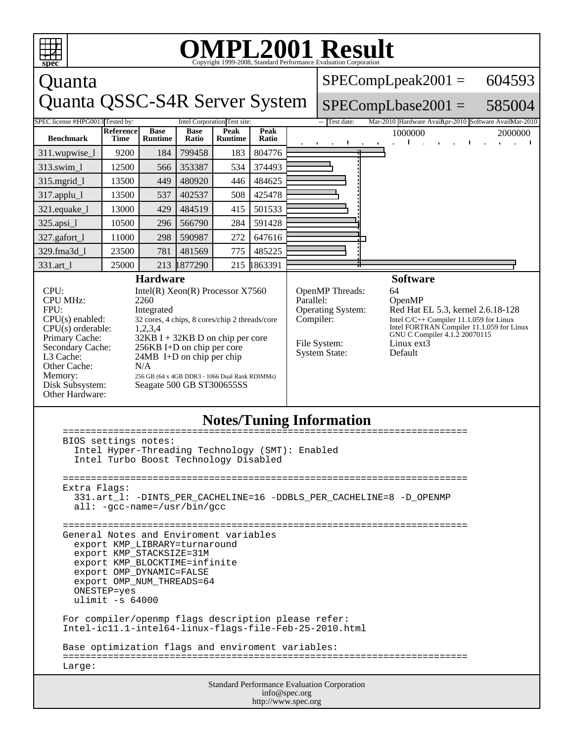# OMPL2001 Result

Copyright 1999-2008, Standard Performance Evaluation Corporation

## Quanta
## Quanta QSSC-S4R Server System

SPECompLpeak2001 = 604593

SPECompLbase2001 = 585004

SPEC license #:HPG0013 Tested by: Intel Corporation Test site: -- Test date: Mar-2010 Hardware Avail: Apr-2010 Software Avail: Mar-2010

| Benchmark | Reference Time | Base Runtime | Base Ratio | Peak Runtime | Peak Ratio |
|---|---|---|---|---|---|
| 311.wupwise_l | 9200 | 184 | 799458 | 183 | 804776 |
| 313.swim_l | 12500 | 566 | 353387 | 534 | 374493 |
| 315.mgrid_l | 13500 | 449 | 480920 | 446 | 484625 |
| 317.applu_l | 13500 | 537 | 402537 | 508 | 425478 |
| 321.equake_l | 13000 | 429 | 484519 | 415 | 501533 |
| 325.apsi_l | 10500 | 296 | 566790 | 284 | 591428 |
| 327.gafort_l | 11000 | 298 | 590987 | 272 | 647616 |
| 329.fma3d_l | 23500 | 781 | 481569 | 775 | 485225 |
| 331.art_l | 25000 | 213 | 1877290 | 215 | 1863391 |

### Hardware

| | |
|---|---|
| CPU: | Intel(R) Xeon(R) Processor X7560 |
| CPU MHz: | 2260 |
| FPU: | Integrated |
| CPU(s) enabled: | 32 cores, 4 chips, 8 cores/chip 2 threads/core |
| CPU(s) orderable: | 1,2,3,4 |
| Primary Cache: | 32KB I + 32KB D on chip per core |
| Secondary Cache: | 256KB I+D on chip per core |
| L3 Cache: | 24MB I+D on chip per chip |
| Other Cache: | N/A |
| Memory: | 256 GB (64 x 4GB DDR3 - 1066 Dual Rank RDIMMs) |
| Disk Subsystem: | Seagate 500 GB ST300655SS |
| Other Hardware: | |

### Software

| | |
|---|---|
| OpenMP Threads: | 64 |
| Parallel: | OpenMP |
| Operating System: | Red Hat EL 5.3, kernel 2.6.18-128 |
| Compiler: | Intel C/C++ Compiler 11.1.059 for Linux<br>Intel FORTRAN Compiler 11.1.059 for Linux<br>GNU C Compiler 4.1.2 20070115 |
| File System: | Linux ext3 |
| System State: | Default |

## Notes/Tuning Information

```
========================================================================
BIOS settings notes:
  Intel Hyper-Threading Technology (SMT): Enabled
  Intel Turbo Boost Technology Disabled

========================================================================
Extra Flags:
  331.art_l: -DINTS_PER_CACHELINE=16 -DDBLS_PER_CACHELINE=8 -D_OPENMP
  all: -gcc-name=/usr/bin/gcc

========================================================================
General Notes and Enviroment variables
  export KMP_LIBRARY=turnaround
  export KMP_STACKSIZE=31M
  export KMP_BLOCKTIME=infinite
  export OMP_DYNAMIC=FALSE
  export OMP_NUM_THREADS=64
  ONESTEP=yes
  ulimit -s 64000

For compiler/openmp flags description please refer:
Intel-ic11.1-intel64-linux-flags-file-Feb-25-2010.html

Base optimization flags and enviroment variables:
========================================================================
Large:
```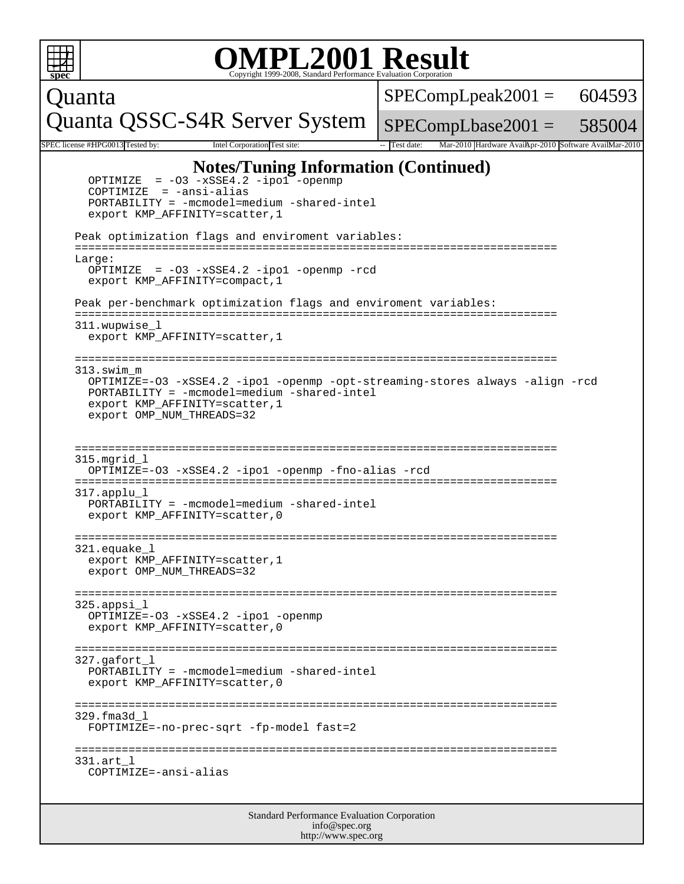# OMPL2001 Result

Copyright 1999-2008, Standard Performance Evaluation Corporation

**Quanta**
**Quanta QSSC-S4R Server System**

SPECompLpeak2001 = 604593
SPECompLbase2001 = 585004

| SPEC license #: | HPG0013 | Tested by: | Intel Corporation | Test site: | -- | Test date: | Mar-2010 | Hardware Avail: | Apr-2010 | Software Avail: | Mar-2010 |
|---|---|---|---|---|---|---|---|---|---|---|---|

## Notes/Tuning Information (Continued)

```
    OPTIMIZE  = -O3 -xSSE4.2 -ipo1 -openmp
    COPTIMIZE  = -ansi-alias
    PORTABILITY = -mcmodel=medium -shared-intel
    export KMP_AFFINITY=scatter,1

  Peak optimization flags and enviroment variables:
  ========================================================================
  Large:
    OPTIMIZE  = -O3 -xSSE4.2 -ipo1 -openmp -rcd
    export KMP_AFFINITY=compact,1

  Peak per-benchmark optimization flags and enviroment variables:
  ========================================================================
  311.wupwise_l
    export KMP_AFFINITY=scatter,1

  ========================================================================
  313.swim_m
    OPTIMIZE=-O3 -xSSE4.2 -ipo1 -openmp -opt-streaming-stores always -align -rcd
    PORTABILITY = -mcmodel=medium -shared-intel
    export KMP_AFFINITY=scatter,1
    export OMP_NUM_THREADS=32


  ========================================================================
  315.mgrid_l
    OPTIMIZE=-O3 -xSSE4.2 -ipo1 -openmp -fno-alias -rcd
  ========================================================================
  317.applu_l
    PORTABILITY = -mcmodel=medium -shared-intel
    export KMP_AFFINITY=scatter,0

  ========================================================================
  321.equake_l
    export KMP_AFFINITY=scatter,1
    export OMP_NUM_THREADS=32

  ========================================================================
  325.appsi_l
    OPTIMIZE=-O3 -xSSE4.2 -ipo1 -openmp
    export KMP_AFFINITY=scatter,0

  ========================================================================
  327.gafort_l
    PORTABILITY = -mcmodel=medium -shared-intel
    export KMP_AFFINITY=scatter,0

  ========================================================================
  329.fma3d_l
    FOPTIMIZE=-no-prec-sqrt -fp-model fast=2

  ========================================================================
  331.art_l
    COPTIMIZE=-ansi-alias
```

Standard Performance Evaluation Corporation
info@spec.org
http://www.spec.org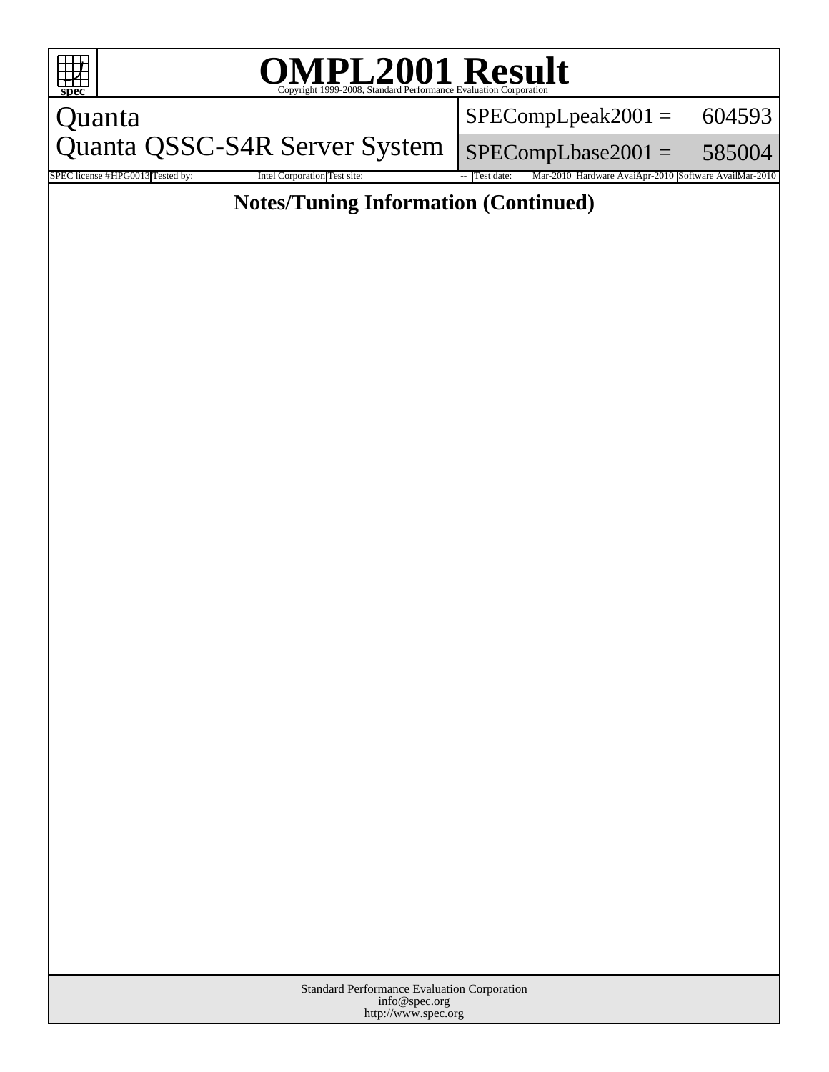## Notes/Tuning Information (Continued)